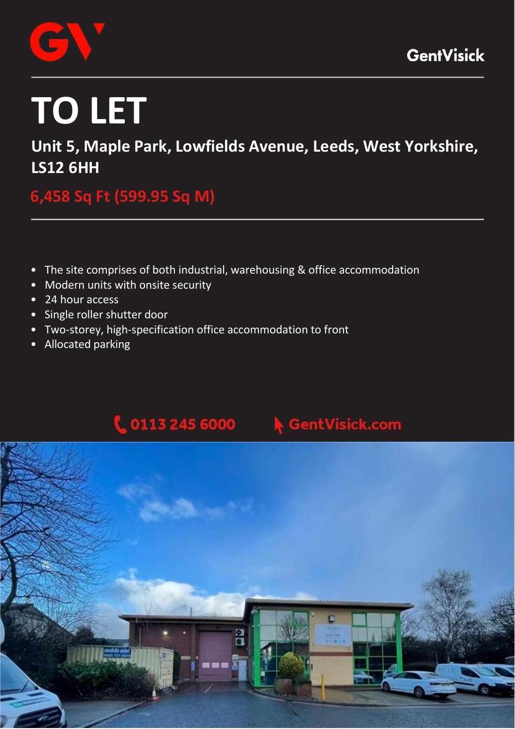GentVisick

# TO LET

## Unit 5, Maple Park, Lowfields Avenue, Leeds, West Yorkshire, LS12 6HH

### 6,458 Sq Ft (599.95 Sq M)

- The site comprises of both industrial, warehousing & office accommodation
- Modern units with onsite security
- 24 hour access
- Single roller shutter door
- Two-storey, high-specification office accommodation to front
- Allocated parking

0113 245 6000 GentVisick.com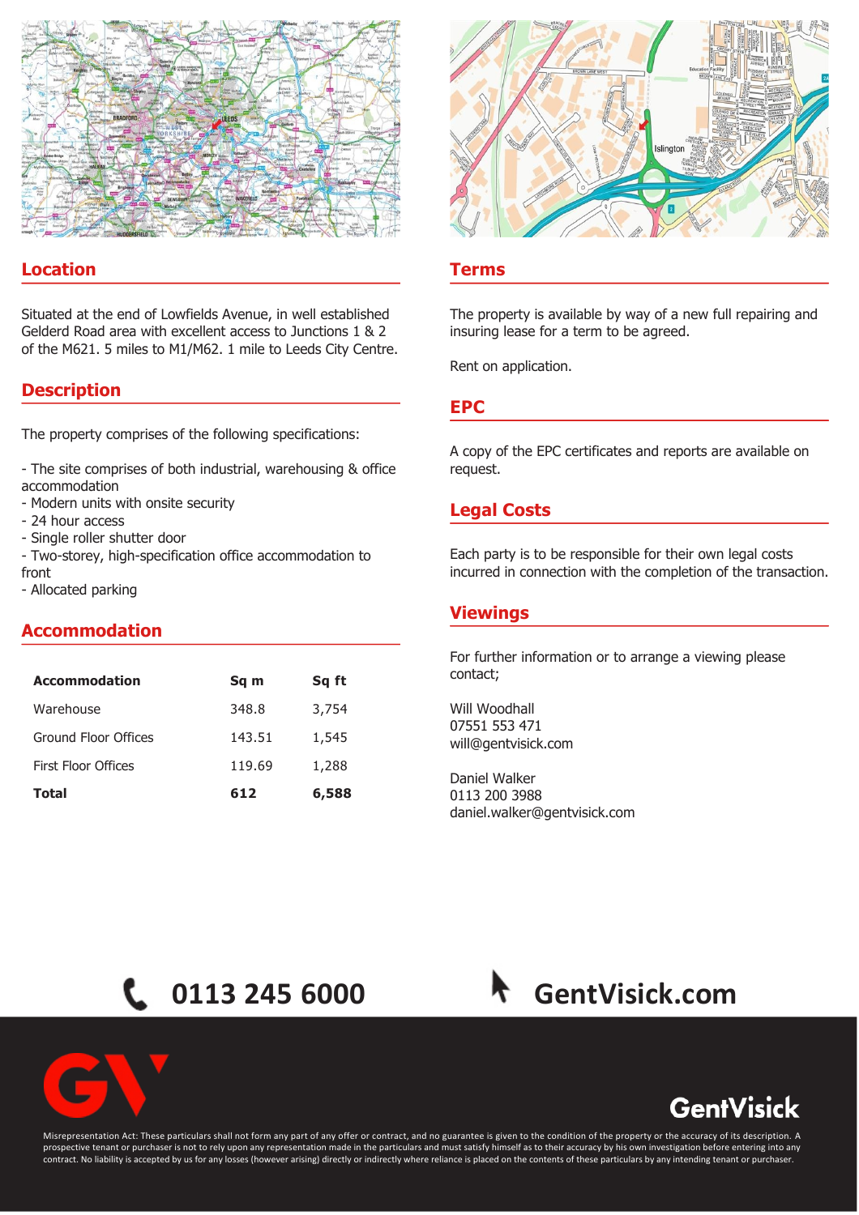## Location

Situated at the end of Lowfields Avenue, in well established Gelderd Road area with excellent access to Junctions 1 & 2 of the M621. 5 miles to M1/M62. 1 mile to Leeds City Centre.

## Description

The property comprises of the following specifications:

- The site comprises of both industrial, warehousing & office accommodation
- Modern units with onsite security
- 24 hour access
- Single roller shutter door
- Two-storey, high-specification office accommodation to front
- Allocated parking

## Accommodation

| Accommodation | Sq m | Sq ft |
|---|---|---|
| Warehouse | 348.8 | 3,754 |
| Ground Floor Offices | 143.51 | 1,545 |
| First Floor Offices | 119.69 | 1,288 |
| **Total** | **612** | **6,588** |

## Terms

The property is available by way of a new full repairing and insuring lease for a term to be agreed.

Rent on application.

## EPC

A copy of the EPC certificates and reports are available on request.

## Legal Costs

Each party is to be responsible for their own legal costs incurred in connection with the completion of the transaction.

## Viewings

For further information or to arrange a viewing please contact;

Will Woodhall
07551 553 471
will@gentvisick.com

Daniel Walker
0113 200 3988
daniel.walker@gentvisick.com

**0113 245 6000**

**GentVisick.com**

GentVisick

Misrepresentation Act: These particulars shall not form any part of any offer or contract, and no guarantee is given to the condition of the property or the accuracy of its description. A prospective tenant or purchaser is not to rely upon any representation made in the particulars and must satisfy himself as to their accuracy by his own investigation before entering into any contract. No liability is accepted by us for any losses (however arising) directly or indirectly where reliance is placed on the contents of these particulars by any intending tenant or purchaser.